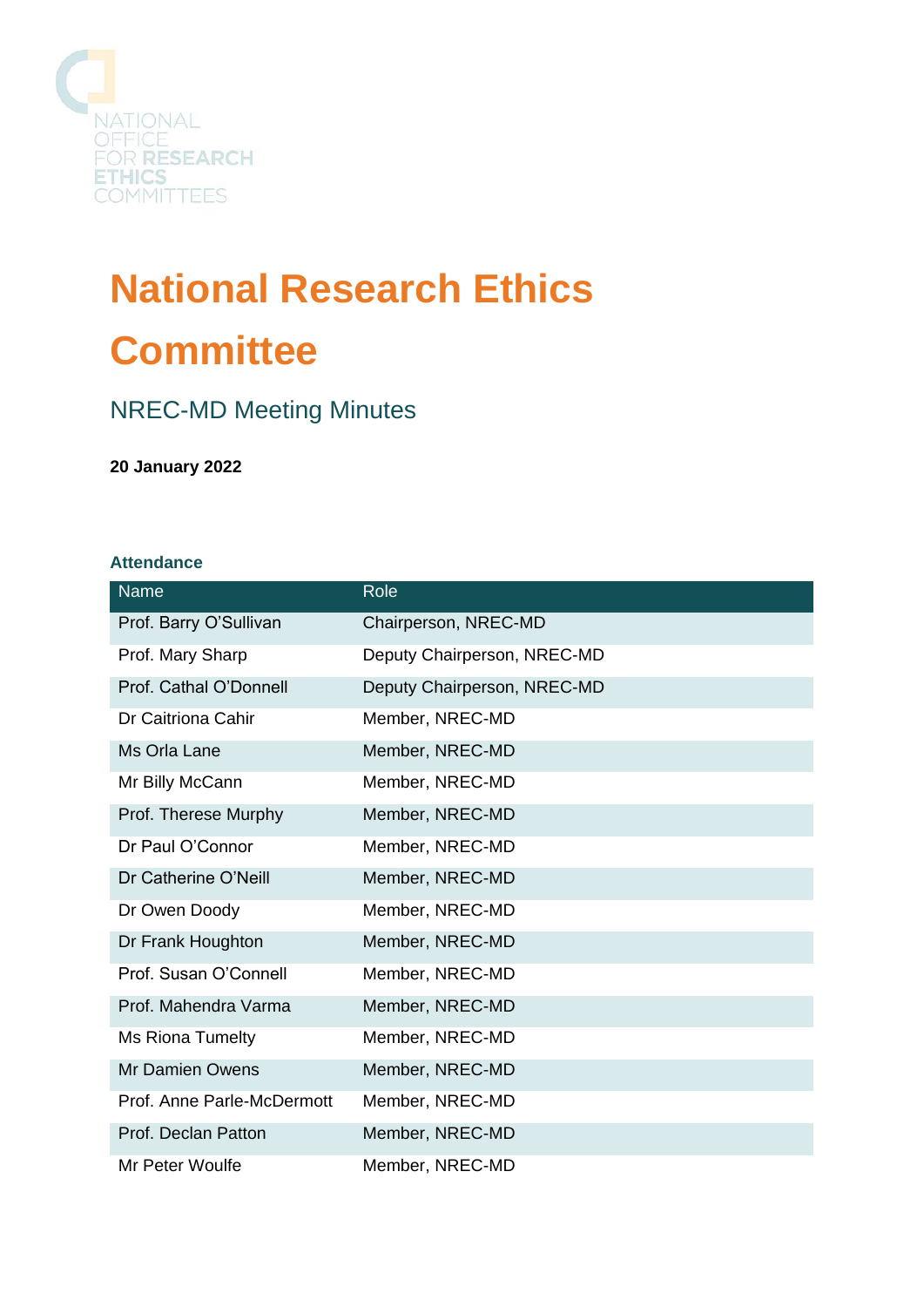NATIONAL OFFICE FOR RESEARCH ETHICS COMMITTEES

# National Research Ethics Committee

## NREC-MD Meeting Minutes

**20 January 2022**

### Attendance

| Name | Role |
|---|---|
| Prof. Barry O'Sullivan | Chairperson, NREC-MD |
| Prof. Mary Sharp | Deputy Chairperson, NREC-MD |
| Prof. Cathal O'Donnell | Deputy Chairperson, NREC-MD |
| Dr Caitriona Cahir | Member, NREC-MD |
| Ms Orla Lane | Member, NREC-MD |
| Mr Billy McCann | Member, NREC-MD |
| Prof. Therese Murphy | Member, NREC-MD |
| Dr Paul O'Connor | Member, NREC-MD |
| Dr Catherine O'Neill | Member, NREC-MD |
| Dr Owen Doody | Member, NREC-MD |
| Dr Frank Houghton | Member, NREC-MD |
| Prof. Susan O'Connell | Member, NREC-MD |
| Prof. Mahendra Varma | Member, NREC-MD |
| Ms Riona Tumelty | Member, NREC-MD |
| Mr Damien Owens | Member, NREC-MD |
| Prof. Anne Parle-McDermott | Member, NREC-MD |
| Prof. Declan Patton | Member, NREC-MD |
| Mr Peter Woulfe | Member, NREC-MD |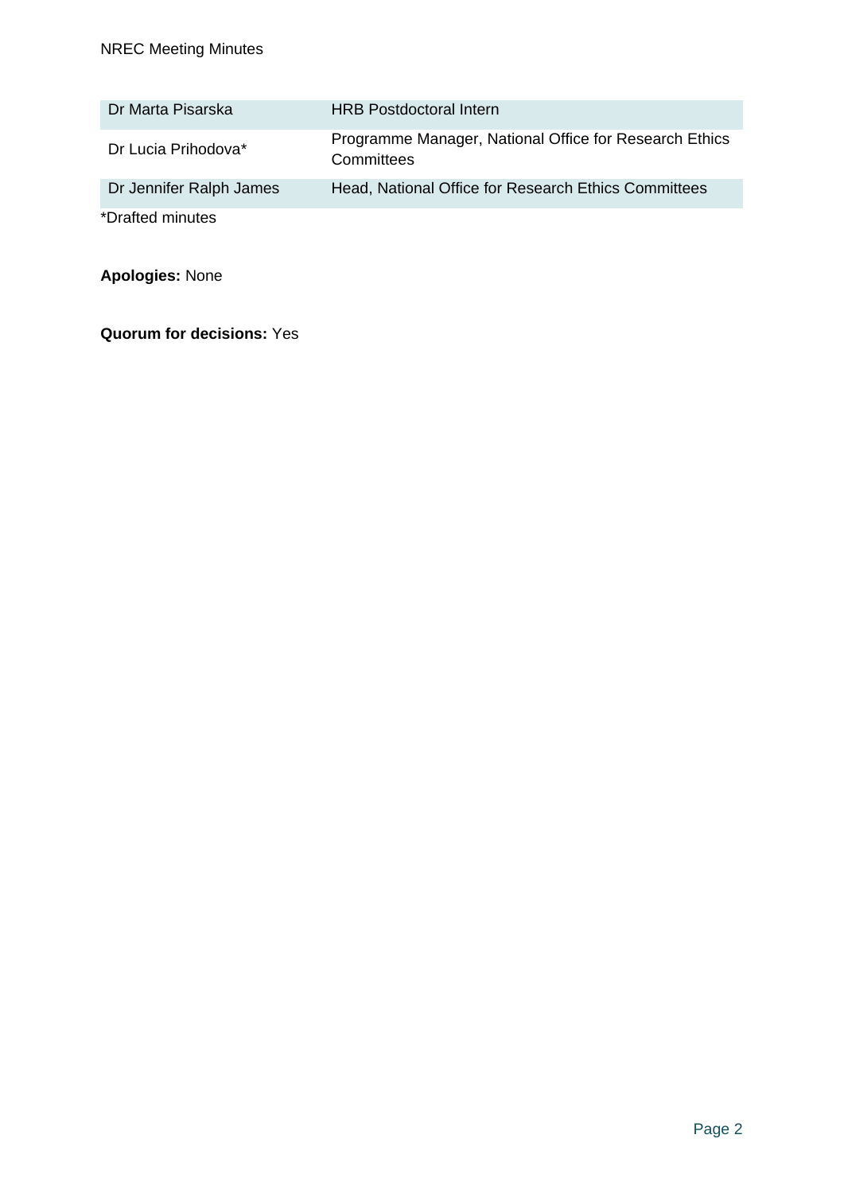| | |
|---|---|
| Dr Marta Pisarska | HRB Postdoctoral Intern |
| Dr Lucia Prihodova* | Programme Manager, National Office for Research Ethics Committees |
| Dr Jennifer Ralph James | Head, National Office for Research Ethics Committees |

*Drafted minutes

**Apologies:** None

**Quorum for decisions:** Yes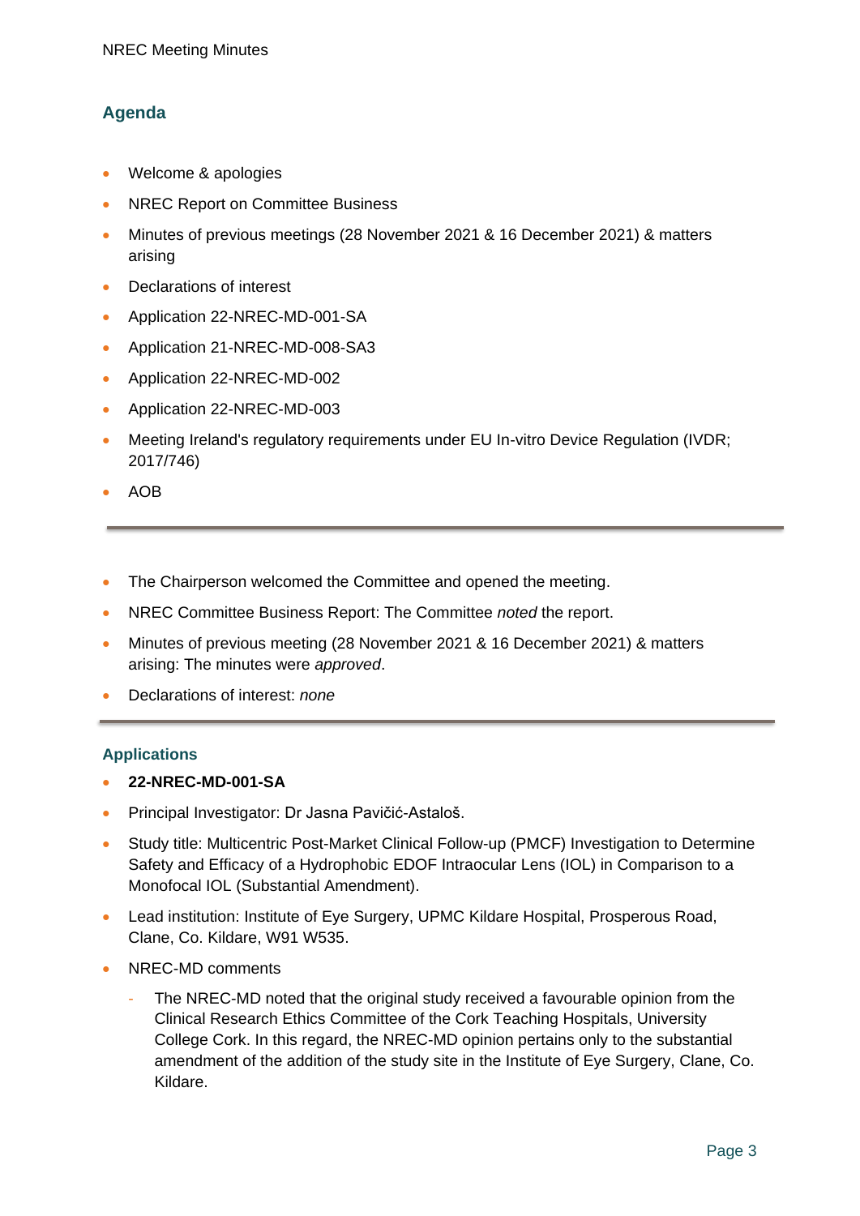## Agenda

- Welcome & apologies
- NREC Report on Committee Business
- Minutes of previous meetings (28 November 2021 & 16 December 2021) & matters arising
- Declarations of interest
- Application 22-NREC-MD-001-SA
- Application 21-NREC-MD-008-SA3
- Application 22-NREC-MD-002
- Application 22-NREC-MD-003
- Meeting Ireland's regulatory requirements under EU In-vitro Device Regulation (IVDR; 2017/746)
- AOB

---

- The Chairperson welcomed the Committee and opened the meeting.
- NREC Committee Business Report: The Committee *noted* the report.
- Minutes of previous meeting (28 November 2021 & 16 December 2021) & matters arising: The minutes were *approved*.
- Declarations of interest: *none*

---

## Applications

- **22-NREC-MD-001-SA**
- Principal Investigator: Dr Jasna Pavičić-Astaloš.
- Study title: Multicentric Post-Market Clinical Follow-up (PMCF) Investigation to Determine Safety and Efficacy of a Hydrophobic EDOF Intraocular Lens (IOL) in Comparison to a Monofocal IOL (Substantial Amendment).
- Lead institution: Institute of Eye Surgery, UPMC Kildare Hospital, Prosperous Road, Clane, Co. Kildare, W91 W535.
- NREC-MD comments
  - The NREC-MD noted that the original study received a favourable opinion from the Clinical Research Ethics Committee of the Cork Teaching Hospitals, University College Cork. In this regard, the NREC-MD opinion pertains only to the substantial amendment of the addition of the study site in the Institute of Eye Surgery, Clane, Co. Kildare.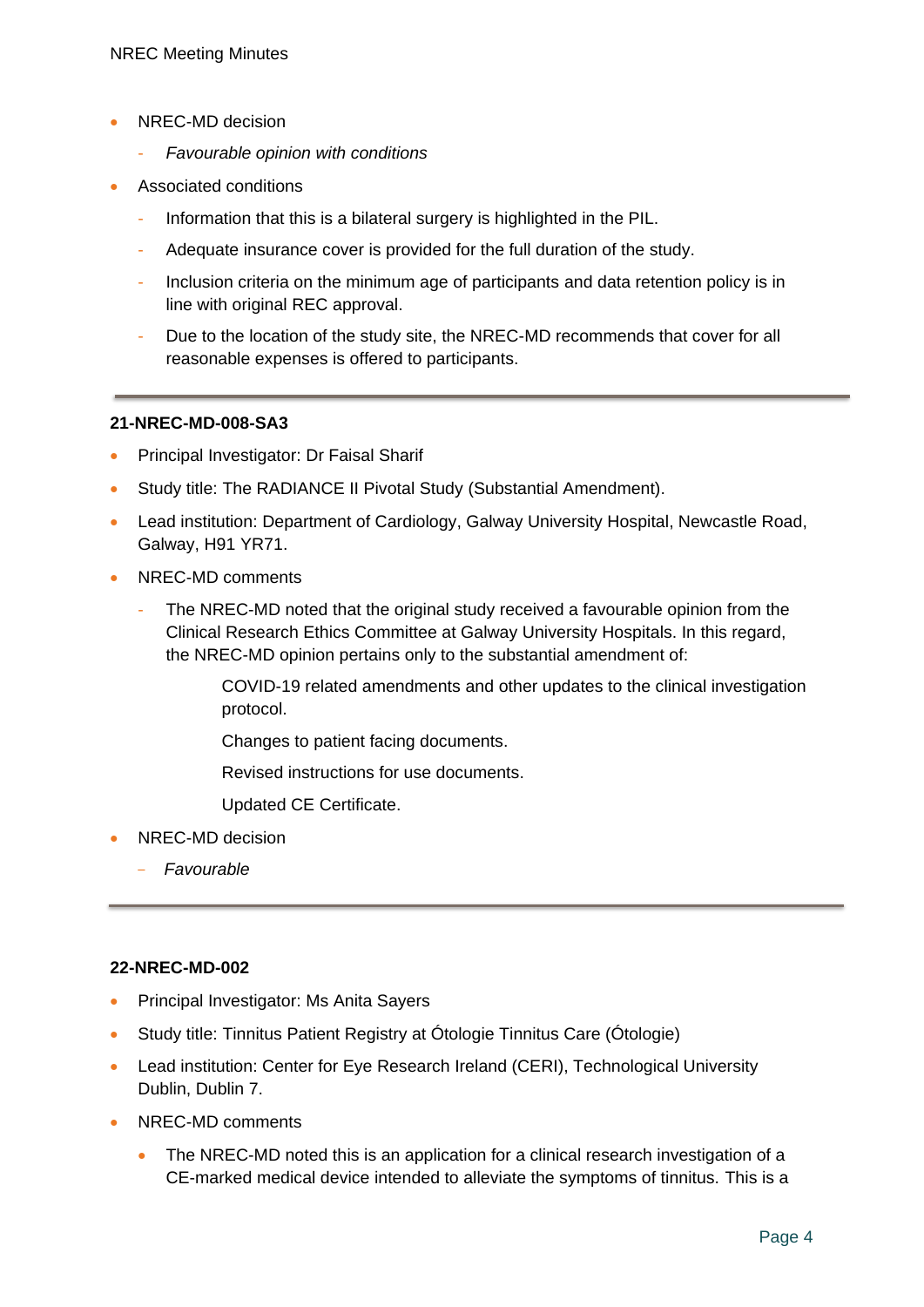- NREC-MD decision
    - *Favourable opinion with conditions*
- Associated conditions
    - Information that this is a bilateral surgery is highlighted in the PIL.
    - Adequate insurance cover is provided for the full duration of the study.
    - Inclusion criteria on the minimum age of participants and data retention policy is in line with original REC approval.
    - Due to the location of the study site, the NREC-MD recommends that cover for all reasonable expenses is offered to participants.

---

**21-NREC-MD-008-SA3**

- Principal Investigator: Dr Faisal Sharif
- Study title: The RADIANCE II Pivotal Study (Substantial Amendment).
- Lead institution: Department of Cardiology, Galway University Hospital, Newcastle Road, Galway, H91 YR71.
- NREC-MD comments
    - The NREC-MD noted that the original study received a favourable opinion from the Clinical Research Ethics Committee at Galway University Hospitals. In this regard, the NREC-MD opinion pertains only to the substantial amendment of:

        COVID-19 related amendments and other updates to the clinical investigation protocol.

        Changes to patient facing documents.

        Revised instructions for use documents.

        Updated CE Certificate.
- NREC-MD decision
    - *Favourable*

---

**22-NREC-MD-002**

- Principal Investigator: Ms Anita Sayers
- Study title: Tinnitus Patient Registry at Ótologie Tinnitus Care (Ótologie)
- Lead institution: Center for Eye Research Ireland (CERI), Technological University Dublin, Dublin 7.
- NREC-MD comments
    - The NREC-MD noted this is an application for a clinical research investigation of a CE-marked medical device intended to alleviate the symptoms of tinnitus. This is a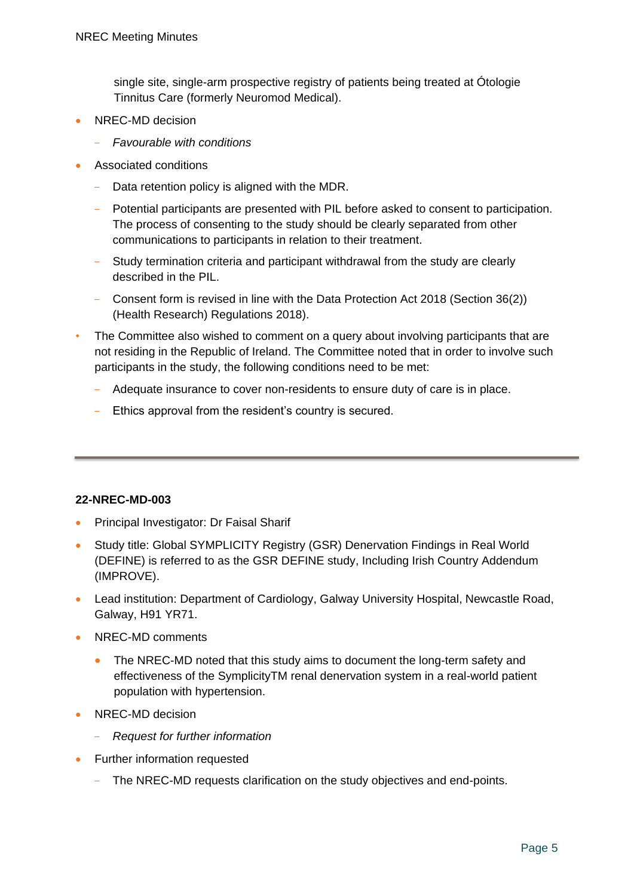single site, single-arm prospective registry of patients being treated at Ótologie Tinnitus Care (formerly Neuromod Medical).

- NREC-MD decision
  - *Favourable with conditions*
- Associated conditions
  - Data retention policy is aligned with the MDR.
  - Potential participants are presented with PIL before asked to consent to participation. The process of consenting to the study should be clearly separated from other communications to participants in relation to their treatment.
  - Study termination criteria and participant withdrawal from the study are clearly described in the PIL.
  - Consent form is revised in line with the Data Protection Act 2018 (Section 36(2)) (Health Research) Regulations 2018).
- The Committee also wished to comment on a query about involving participants that are not residing in the Republic of Ireland. The Committee noted that in order to involve such participants in the study, the following conditions need to be met:
  - Adequate insurance to cover non-residents to ensure duty of care is in place.
  - Ethics approval from the resident's country is secured.

---

**22-NREC-MD-003**

- Principal Investigator: Dr Faisal Sharif
- Study title: Global SYMPLICITY Registry (GSR) Denervation Findings in Real World (DEFINE) is referred to as the GSR DEFINE study, Including Irish Country Addendum (IMPROVE).
- Lead institution: Department of Cardiology, Galway University Hospital, Newcastle Road, Galway, H91 YR71.
- NREC-MD comments
  - The NREC-MD noted that this study aims to document the long-term safety and effectiveness of the SymplicityTM renal denervation system in a real-world patient population with hypertension.
- NREC-MD decision
  - *Request for further information*
- Further information requested
  - The NREC-MD requests clarification on the study objectives and end-points.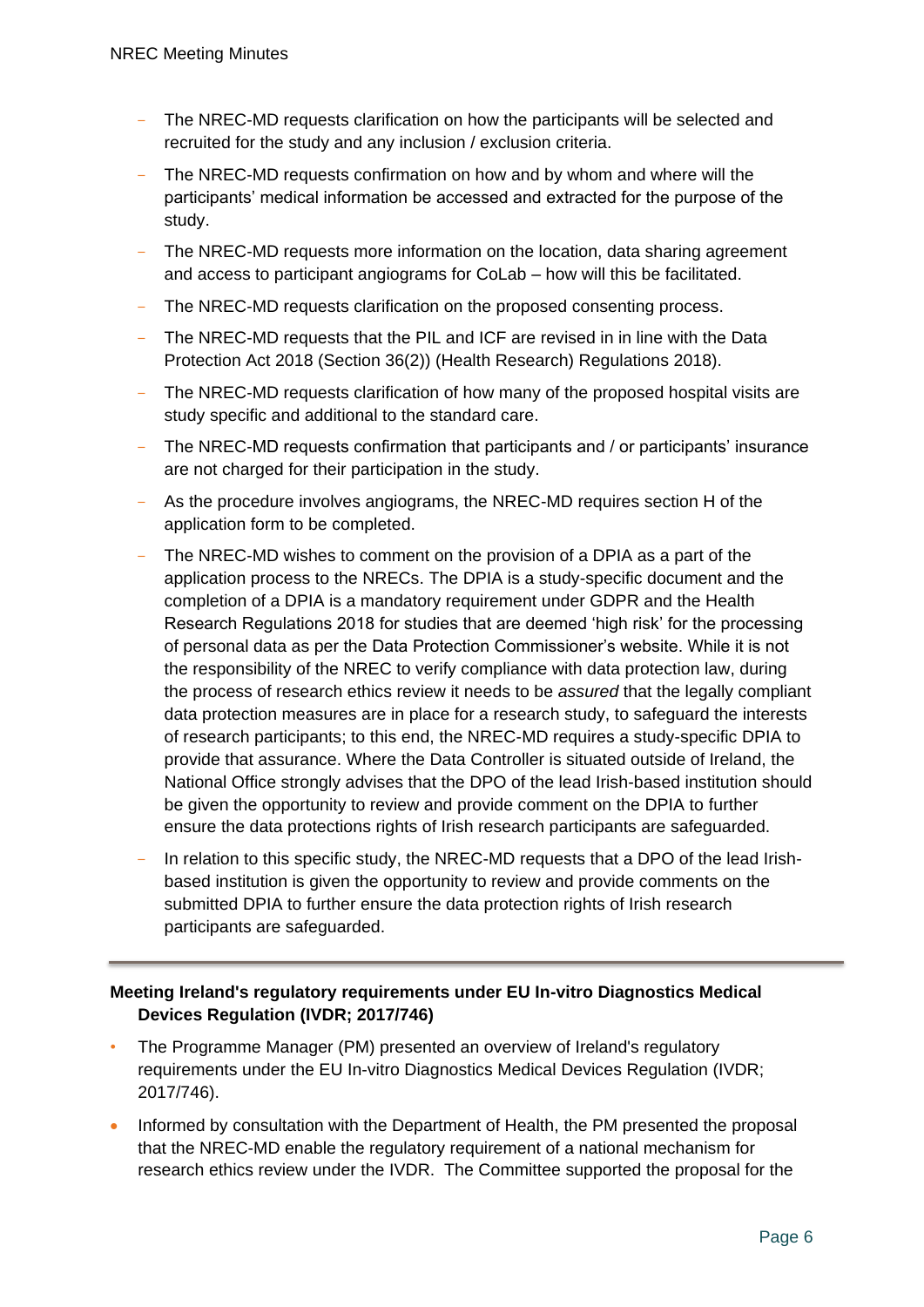- The NREC-MD requests clarification on how the participants will be selected and recruited for the study and any inclusion / exclusion criteria.
- The NREC-MD requests confirmation on how and by whom and where will the participants' medical information be accessed and extracted for the purpose of the study.
- The NREC-MD requests more information on the location, data sharing agreement and access to participant angiograms for CoLab – how will this be facilitated.
- The NREC-MD requests clarification on the proposed consenting process.
- The NREC-MD requests that the PIL and ICF are revised in in line with the Data Protection Act 2018 (Section 36(2)) (Health Research) Regulations 2018).
- The NREC-MD requests clarification of how many of the proposed hospital visits are study specific and additional to the standard care.
- The NREC-MD requests confirmation that participants and / or participants' insurance are not charged for their participation in the study.
- As the procedure involves angiograms, the NREC-MD requires section H of the application form to be completed.
- The NREC-MD wishes to comment on the provision of a DPIA as a part of the application process to the NRECs. The DPIA is a study-specific document and the completion of a DPIA is a mandatory requirement under GDPR and the Health Research Regulations 2018 for studies that are deemed 'high risk' for the processing of personal data as per the Data Protection Commissioner's website. While it is not the responsibility of the NREC to verify compliance with data protection law, during the process of research ethics review it needs to be *assured* that the legally compliant data protection measures are in place for a research study, to safeguard the interests of research participants; to this end, the NREC-MD requires a study-specific DPIA to provide that assurance. Where the Data Controller is situated outside of Ireland, the National Office strongly advises that the DPO of the lead Irish-based institution should be given the opportunity to review and provide comment on the DPIA to further ensure the data protections rights of Irish research participants are safeguarded.
- In relation to this specific study, the NREC-MD requests that a DPO of the lead Irish-based institution is given the opportunity to review and provide comments on the submitted DPIA to further ensure the data protection rights of Irish research participants are safeguarded.

---

**Meeting Ireland's regulatory requirements under EU In-vitro Diagnostics Medical Devices Regulation (IVDR; 2017/746)**

- The Programme Manager (PM) presented an overview of Ireland's regulatory requirements under the EU In-vitro Diagnostics Medical Devices Regulation (IVDR; 2017/746).
- Informed by consultation with the Department of Health, the PM presented the proposal that the NREC-MD enable the regulatory requirement of a national mechanism for research ethics review under the IVDR. The Committee supported the proposal for the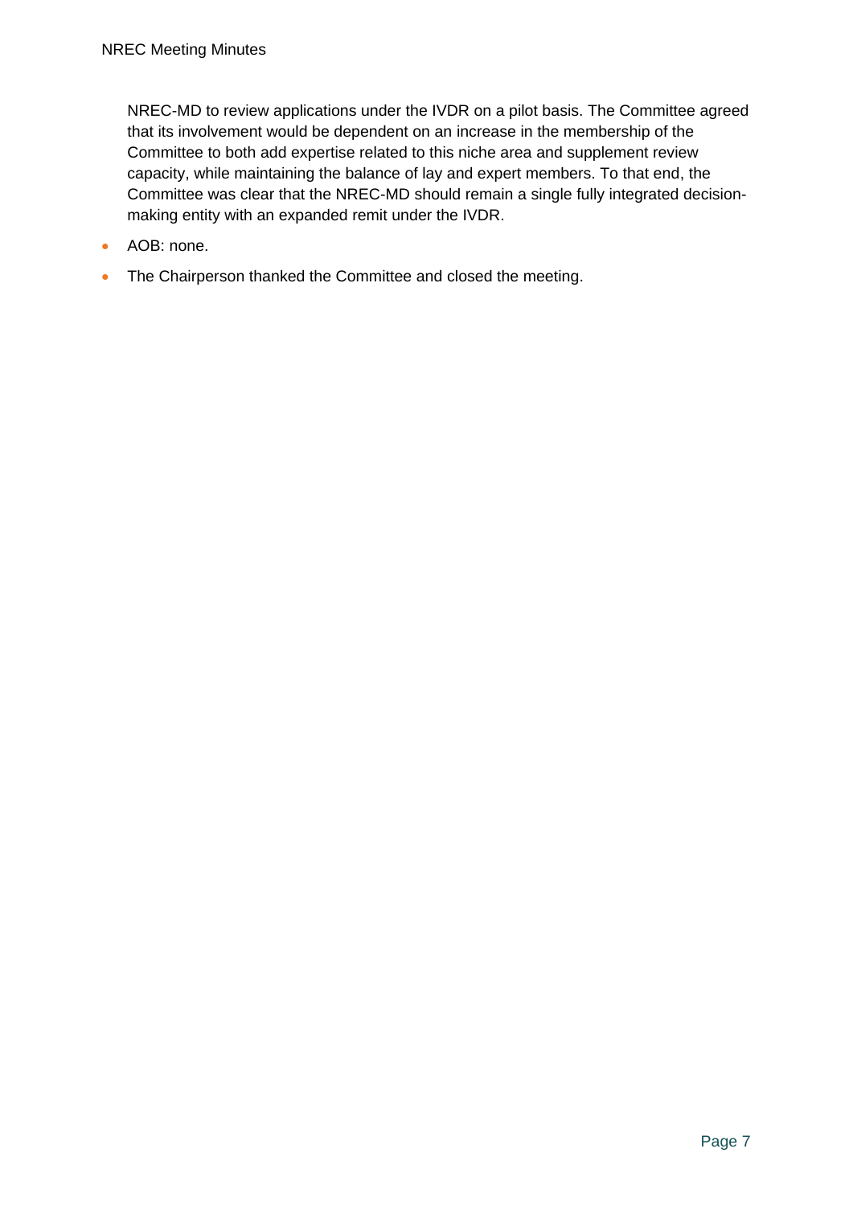NREC-MD to review applications under the IVDR on a pilot basis. The Committee agreed that its involvement would be dependent on an increase in the membership of the Committee to both add expertise related to this niche area and supplement review capacity, while maintaining the balance of lay and expert members. To that end, the Committee was clear that the NREC-MD should remain a single fully integrated decision-making entity with an expanded remit under the IVDR.

- AOB: none.
- The Chairperson thanked the Committee and closed the meeting.